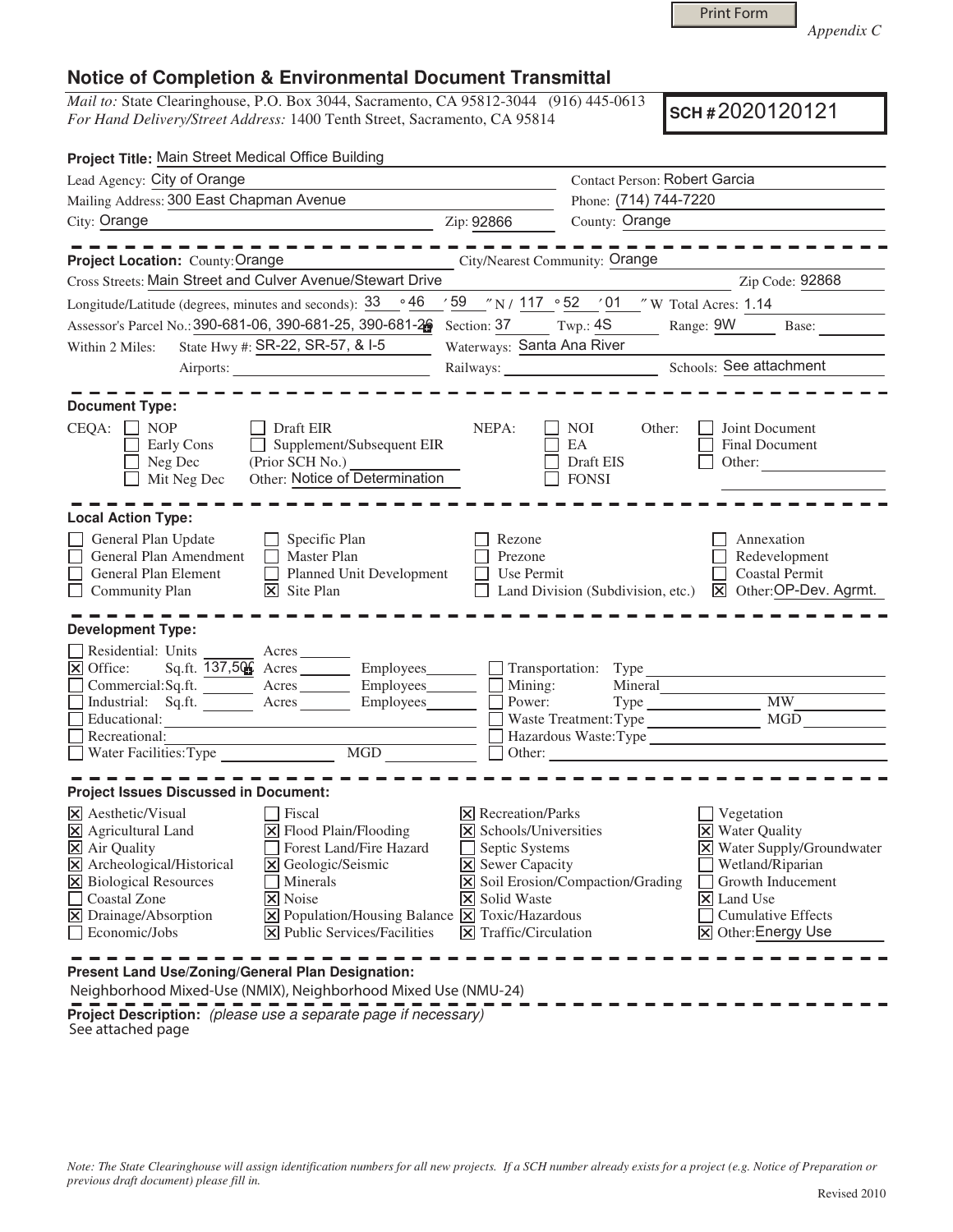Print Form

*Appendix C*

# Notice of Completion & Environmental Document Transmittal

*Mail to:* State Clearinghouse, P.O. Box 3044, Sacramento, CA 95812-3044 (916) 445-0613
*For Hand Delivery/Street Address:* 1400 Tenth Street, Sacramento, CA 95814

**SCH #** 2020120121

**Project Title:** Main Street Medical Office Building

Lead Agency: City of Orange
Contact Person: Robert Garcia
Mailing Address: 300 East Chapman Avenue
Phone: (714) 744-7220
City: Orange Zip: 92866
County: Orange

**Project Location:** County: Orange City/Nearest Community: Orange
Cross Streets: Main Street and Culver Avenue/Stewart Drive Zip Code: 92868
Longitude/Latitude (degrees, minutes and seconds): 33 °46 ′59 ″N / 117 °52 ′01 ″W Total Acres: 1.14
Assessor's Parcel No.: 390-681-06, 390-681-25, 390-681-26 Section: 37 Twp.: 4S Range: 9W Base:
Within 2 Miles: State Hwy #: SR-22, SR-57, & I-5 Waterways: Santa Ana River
Airports: Railways: Schools: See attachment

**Document Type:**

CEQA: ☐ NOP ☐ Early Cons ☐ Neg Dec ☐ Mit Neg Dec ☐ Draft EIR ☐ Supplement/Subsequent EIR (Prior SCH No.) Other: Notice of Determination
NEPA: ☐ NOI ☐ EA ☐ Draft EIS ☐ FONSI
Other: ☐ Joint Document ☐ Final Document ☐ Other:

**Local Action Type:**

☐ General Plan Update ☐ General Plan Amendment ☐ General Plan Element ☐ Community Plan ☐ Specific Plan ☐ Master Plan ☐ Planned Unit Development ☒ Site Plan ☐ Rezone ☐ Prezone ☐ Use Permit ☐ Land Division (Subdivision, etc.) ☐ Annexation ☐ Redevelopment ☐ Coastal Permit ☒ Other: OP-Dev. Agrmt.

**Development Type:**

☐ Residential: Units Acres
☒ Office: Sq.ft. 137,506 Acres Employees
☐ Commercial: Sq.ft. Acres Employees
☐ Industrial: Sq.ft. Acres Employees
☐ Educational:
☐ Recreational:
☐ Water Facilities: Type MGD
☐ Transportation: Type
☐ Mining: Mineral
☐ Power: Type MW
☐ Waste Treatment: Type MGD
☐ Hazardous Waste: Type
☐ Other:

**Project Issues Discussed in Document:**

☒ Aesthetic/Visual ☒ Agricultural Land ☒ Air Quality ☒ Archeological/Historical ☒ Biological Resources ☐ Coastal Zone ☒ Drainage/Absorption ☐ Economic/Jobs
☐ Fiscal ☒ Flood Plain/Flooding ☐ Forest Land/Fire Hazard ☒ Geologic/Seismic ☐ Minerals ☒ Noise ☒ Population/Housing Balance ☒ Public Services/Facilities
☒ Recreation/Parks ☒ Schools/Universities ☐ Septic Systems ☒ Sewer Capacity ☒ Soil Erosion/Compaction/Grading ☒ Solid Waste ☒ Toxic/Hazardous ☒ Traffic/Circulation
☐ Vegetation ☒ Water Quality ☒ Water Supply/Groundwater ☐ Wetland/Riparian ☐ Growth Inducement ☒ Land Use ☐ Cumulative Effects ☒ Other: Energy Use

**Present Land Use/Zoning/General Plan Designation:**
Neighborhood Mixed-Use (NMIX), Neighborhood Mixed Use (NMU-24)

**Project Description:** *(please use a separate page if necessary)*
See attached page

*Note: The State Clearinghouse will assign identification numbers for all new projects. If a SCH number already exists for a project (e.g. Notice of Preparation or previous draft document) please fill in.*

Revised 2010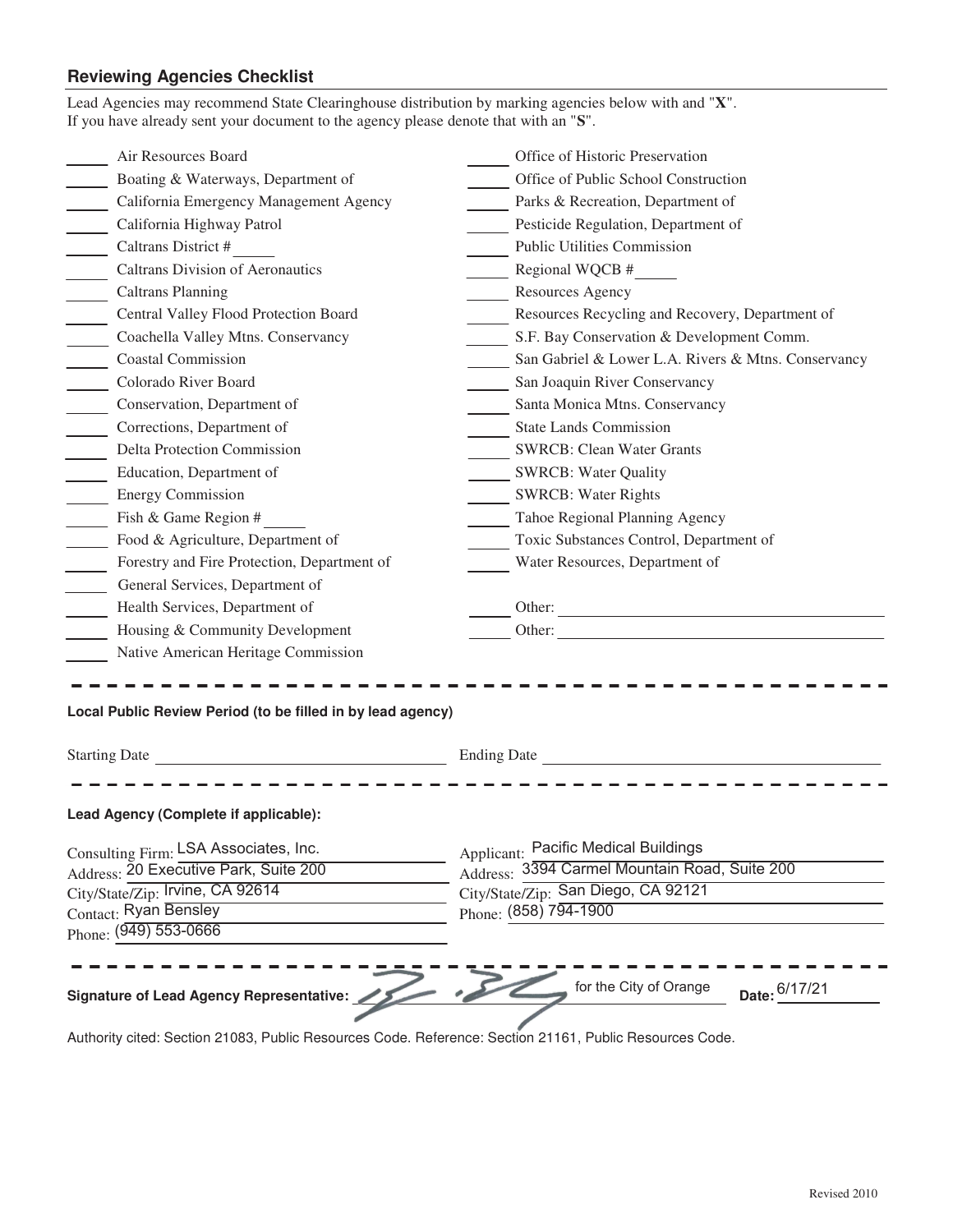## Reviewing Agencies Checklist

Lead Agencies may recommend State Clearinghouse distribution by marking agencies below with and "**X**".
If you have already sent your document to the agency please denote that with an "**S**".

- _____ Air Resources Board
- _____ Boating & Waterways, Department of
- _____ California Emergency Management Agency
- _____ California Highway Patrol
- _____ Caltrans District # _____
- _____ Caltrans Division of Aeronautics
- _____ Caltrans Planning
- _____ Central Valley Flood Protection Board
- _____ Coachella Valley Mtns. Conservancy
- _____ Coastal Commission
- _____ Colorado River Board
- _____ Conservation, Department of
- _____ Corrections, Department of
- _____ Delta Protection Commission
- _____ Education, Department of
- _____ Energy Commission
- _____ Fish & Game Region # _____
- _____ Food & Agriculture, Department of
- _____ Forestry and Fire Protection, Department of
- _____ General Services, Department of
- _____ Health Services, Department of
- _____ Housing & Community Development
- _____ Native American Heritage Commission
- _____ Office of Historic Preservation
- _____ Office of Public School Construction
- _____ Parks & Recreation, Department of
- _____ Pesticide Regulation, Department of
- _____ Public Utilities Commission
- _____ Regional WQCB # _____
- _____ Resources Agency
- _____ Resources Recycling and Recovery, Department of
- _____ S.F. Bay Conservation & Development Comm.
- _____ San Gabriel & Lower L.A. Rivers & Mtns. Conservancy
- _____ San Joaquin River Conservancy
- _____ Santa Monica Mtns. Conservancy
- _____ State Lands Commission
- _____ SWRCB: Clean Water Grants
- _____ SWRCB: Water Quality
- _____ SWRCB: Water Rights
- _____ Tahoe Regional Planning Agency
- _____ Toxic Substances Control, Department of
- _____ Water Resources, Department of
- _____ Other: _____
- _____ Other: _____

---

**Local Public Review Period (to be filled in by lead agency)**

Starting Date _____ Ending Date _____

---

**Lead Agency (Complete if applicable):**

Consulting Firm: LSA Associates, Inc.
Address: 20 Executive Park, Suite 200
City/State/Zip: Irvine, CA 92614
Contact: Ryan Bensley
Phone: (949) 553-0666

Applicant: Pacific Medical Buildings
Address: 3394 Carmel Mountain Road, Suite 200
City/State/Zip: San Diego, CA 92121
Phone: (858) 794-1900

---

**Signature of Lead Agency Representative:** [signature] for the City of Orange **Date:** 6/17/21

Authority cited: Section 21083, Public Resources Code. Reference: Section 21161, Public Resources Code.

Revised 2010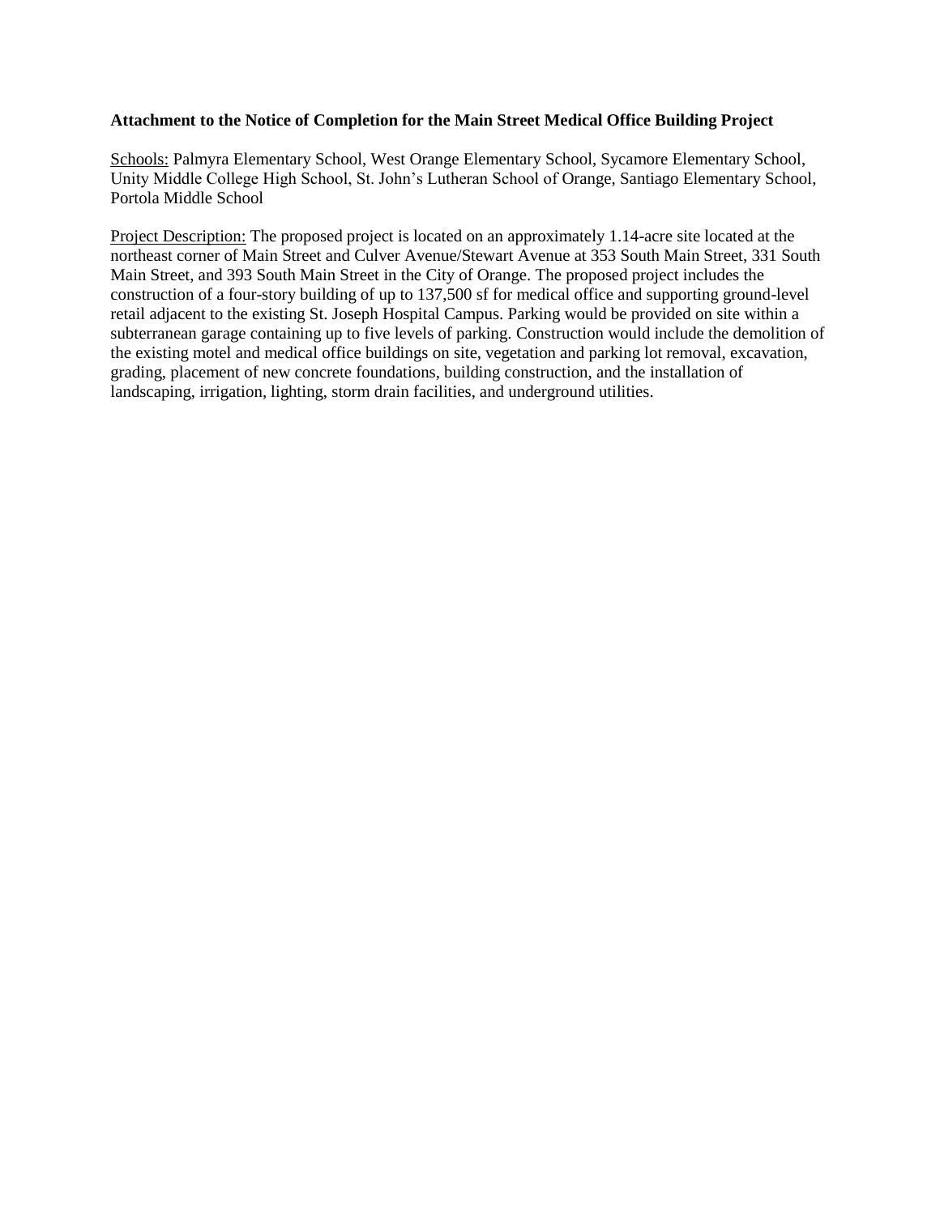**Attachment to the Notice of Completion for the Main Street Medical Office Building Project**

<u>Schools:</u> Palmyra Elementary School, West Orange Elementary School, Sycamore Elementary School, Unity Middle College High School, St. John's Lutheran School of Orange, Santiago Elementary School, Portola Middle School

<u>Project Description:</u> The proposed project is located on an approximately 1.14-acre site located at the northeast corner of Main Street and Culver Avenue/Stewart Avenue at 353 South Main Street, 331 South Main Street, and 393 South Main Street in the City of Orange. The proposed project includes the construction of a four-story building of up to 137,500 sf for medical office and supporting ground-level retail adjacent to the existing St. Joseph Hospital Campus. Parking would be provided on site within a subterranean garage containing up to five levels of parking. Construction would include the demolition of the existing motel and medical office buildings on site, vegetation and parking lot removal, excavation, grading, placement of new concrete foundations, building construction, and the installation of landscaping, irrigation, lighting, storm drain facilities, and underground utilities.